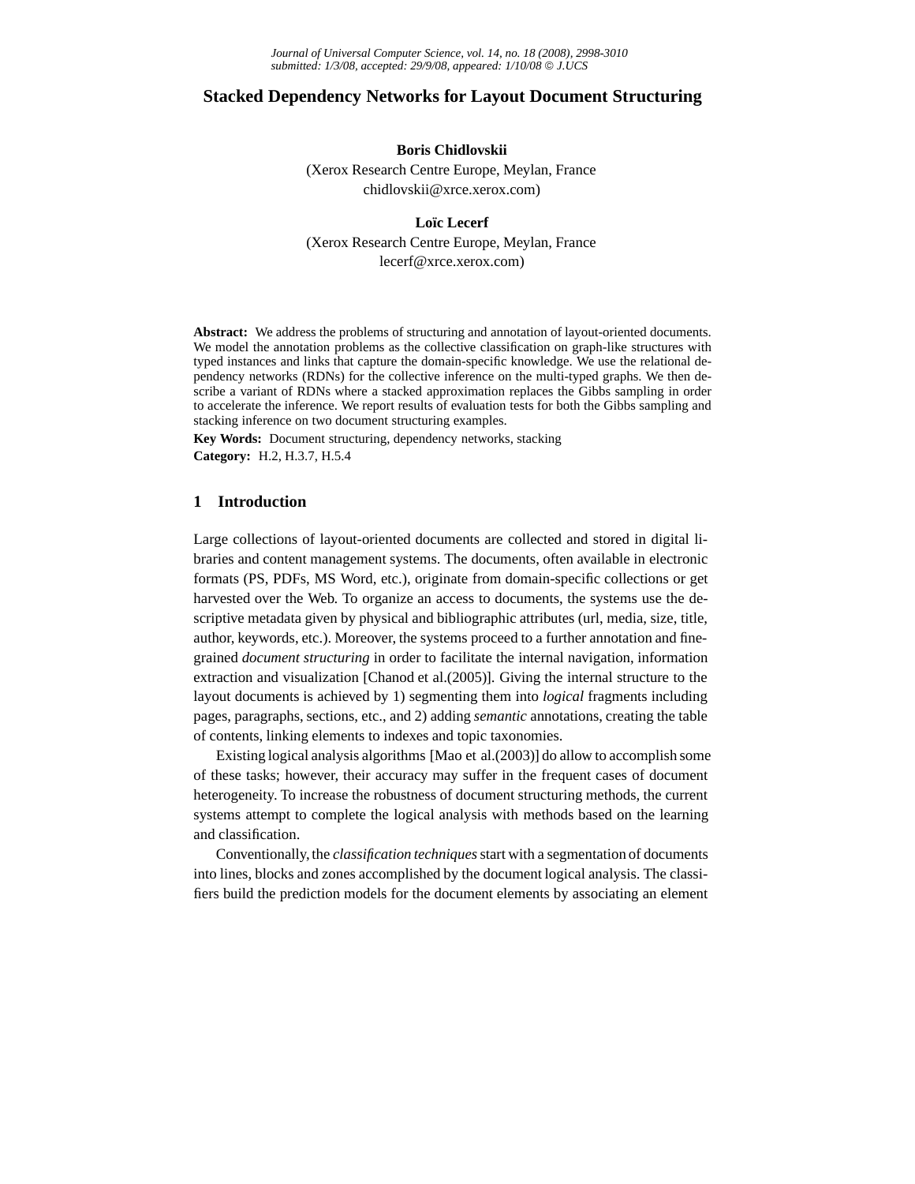# Stacked Dependency Networks for Layout Document Structuring

**Boris Chidlovskii**
(Xerox Research Centre Europe, Meylan, France
chidlovskii@xrce.xerox.com)

**Loïc Lecerf**
(Xerox Research Centre Europe, Meylan, France
lecerf@xrce.xerox.com)

**Abstract:** We address the problems of structuring and annotation of layout-oriented documents. We model the annotation problems as the collective classification on graph-like structures with typed instances and links that capture the domain-specific knowledge. We use the relational dependency networks (RDNs) for the collective inference on the multi-typed graphs. We then describe a variant of RDNs where a stacked approximation replaces the Gibbs sampling in order to accelerate the inference. We report results of evaluation tests for both the Gibbs sampling and stacking inference on two document structuring examples.

**Key Words:** Document structuring, dependency networks, stacking

**Category:** H.2, H.3.7, H.5.4

## 1 Introduction

Large collections of layout-oriented documents are collected and stored in digital libraries and content management systems. The documents, often available in electronic formats (PS, PDFs, MS Word, etc.), originate from domain-specific collections or get harvested over the Web. To organize an access to documents, the systems use the descriptive metadata given by physical and bibliographic attributes (url, media, size, title, author, keywords, etc.). Moreover, the systems proceed to a further annotation and fine-grained *document structuring* in order to facilitate the internal navigation, information extraction and visualization [Chanod et al.(2005)]. Giving the internal structure to the layout documents is achieved by 1) segmenting them into *logical* fragments including pages, paragraphs, sections, etc., and 2) adding *semantic* annotations, creating the table of contents, linking elements to indexes and topic taxonomies.

Existing logical analysis algorithms [Mao et al.(2003)] do allow to accomplish some of these tasks; however, their accuracy may suffer in the frequent cases of document heterogeneity. To increase the robustness of document structuring methods, the current systems attempt to complete the logical analysis with methods based on the learning and classification.

Conventionally, the *classification techniques* start with a segmentation of documents into lines, blocks and zones accomplished by the document logical analysis. The classifiers build the prediction models for the document elements by associating an element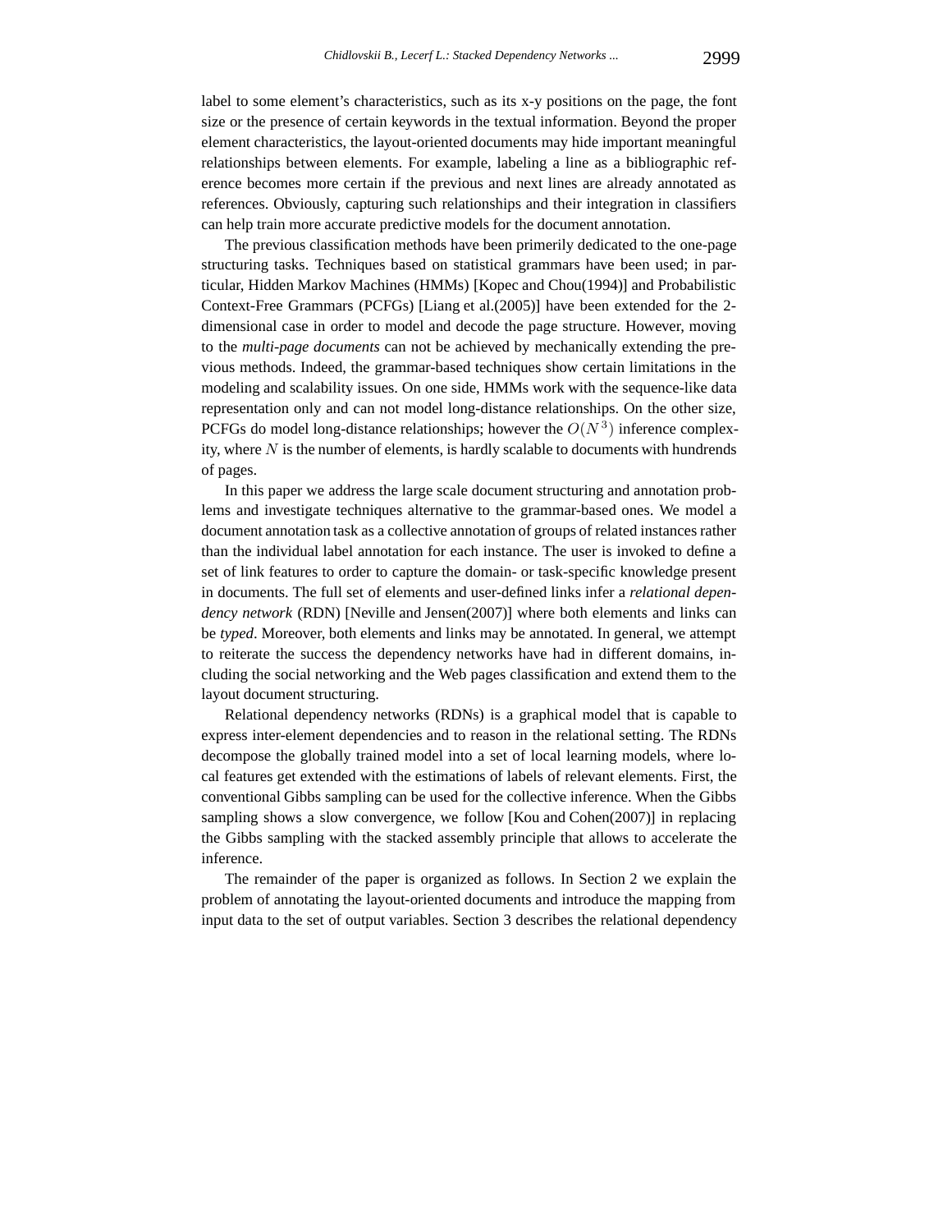label to some element's characteristics, such as its x-y positions on the page, the font size or the presence of certain keywords in the textual information. Beyond the proper element characteristics, the layout-oriented documents may hide important meaningful relationships between elements. For example, labeling a line as a bibliographic reference becomes more certain if the previous and next lines are already annotated as references. Obviously, capturing such relationships and their integration in classifiers can help train more accurate predictive models for the document annotation.

The previous classification methods have been primerily dedicated to the one-page structuring tasks. Techniques based on statistical grammars have been used; in particular, Hidden Markov Machines (HMMs) [Kopec and Chou(1994)] and Probabilistic Context-Free Grammars (PCFGs) [Liang et al.(2005)] have been extended for the 2-dimensional case in order to model and decode the page structure. However, moving to the *multi-page documents* can not be achieved by mechanically extending the previous methods. Indeed, the grammar-based techniques show certain limitations in the modeling and scalability issues. On one side, HMMs work with the sequence-like data representation only and can not model long-distance relationships. On the other size, PCFGs do model long-distance relationships; however the $O(N^3)$ inference complexity, where $N$ is the number of elements, is hardly scalable to documents with hundrends of pages.

In this paper we address the large scale document structuring and annotation problems and investigate techniques alternative to the grammar-based ones. We model a document annotation task as a collective annotation of groups of related instances rather than the individual label annotation for each instance. The user is invoked to define a set of link features to order to capture the domain- or task-specific knowledge present in documents. The full set of elements and user-defined links infer a *relational dependency network* (RDN) [Neville and Jensen(2007)] where both elements and links can be *typed*. Moreover, both elements and links may be annotated. In general, we attempt to reiterate the success the dependency networks have had in different domains, including the social networking and the Web pages classification and extend them to the layout document structuring.

Relational dependency networks (RDNs) is a graphical model that is capable to express inter-element dependencies and to reason in the relational setting. The RDNs decompose the globally trained model into a set of local learning models, where local features get extended with the estimations of labels of relevant elements. First, the conventional Gibbs sampling can be used for the collective inference. When the Gibbs sampling shows a slow convergence, we follow [Kou and Cohen(2007)] in replacing the Gibbs sampling with the stacked assembly principle that allows to accelerate the inference.

The remainder of the paper is organized as follows. In Section 2 we explain the problem of annotating the layout-oriented documents and introduce the mapping from input data to the set of output variables. Section 3 describes the relational dependency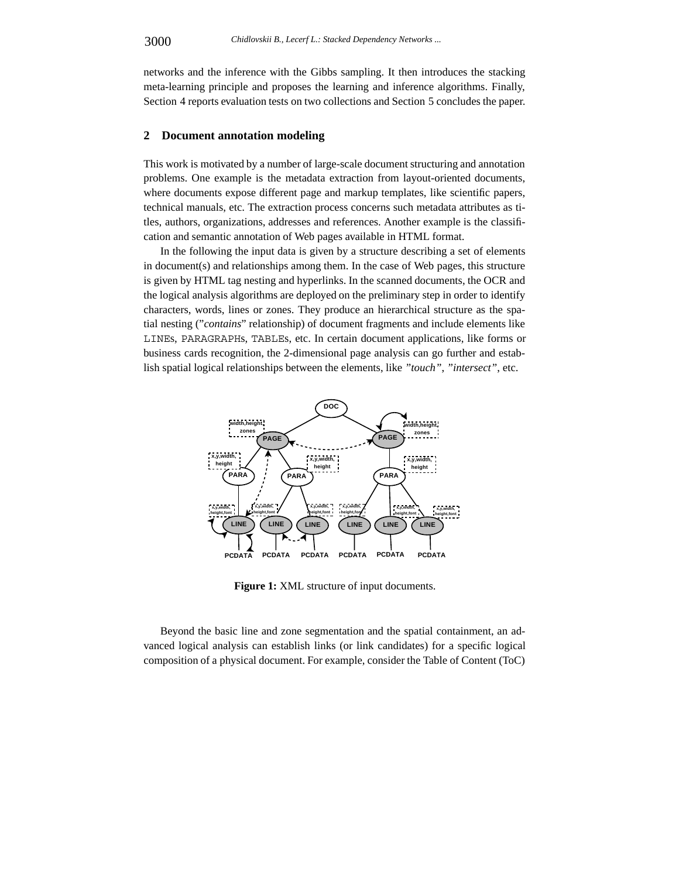networks and the inference with the Gibbs sampling. It then introduces the stacking meta-learning principle and proposes the learning and inference algorithms. Finally, Section 4 reports evaluation tests on two collections and Section 5 concludes the paper.

## 2 Document annotation modeling

This work is motivated by a number of large-scale document structuring and annotation problems. One example is the metadata extraction from layout-oriented documents, where documents expose different page and markup templates, like scientific papers, technical manuals, etc. The extraction process concerns such metadata attributes as titles, authors, organizations, addresses and references. Another example is the classification and semantic annotation of Web pages available in HTML format.

In the following the input data is given by a structure describing a set of elements in document(s) and relationships among them. In the case of Web pages, this structure is given by HTML tag nesting and hyperlinks. In the scanned documents, the OCR and the logical analysis algorithms are deployed on the preliminary step in order to identify characters, words, lines or zones. They produce an hierarchical structure as the spatial nesting (”*contains*” relationship) of document fragments and include elements like LINEs, PARAGRAPHs, TABLEs, etc. In certain document applications, like forms or business cards recognition, the 2-dimensional page analysis can go further and establish spatial logical relationships between the elements, like *”touch”*, *”intersect”*, etc.

**Figure 1:** XML structure of input documents.

Beyond the basic line and zone segmentation and the spatial containment, an advanced logical analysis can establish links (or link candidates) for a specific logical composition of a physical document. For example, consider the Table of Content (ToC)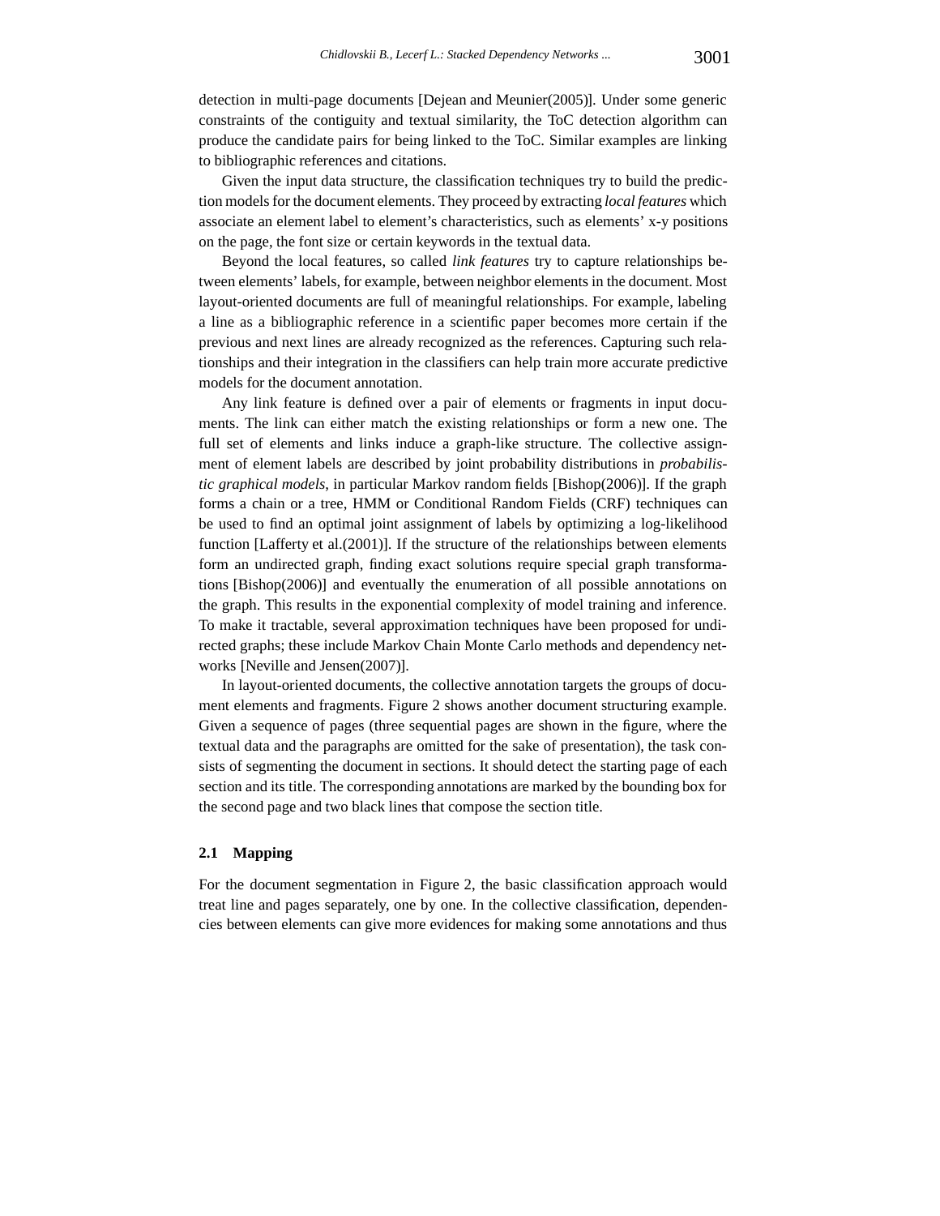detection in multi-page documents [Dejean and Meunier(2005)]. Under some generic constraints of the contiguity and textual similarity, the ToC detection algorithm can produce the candidate pairs for being linked to the ToC. Similar examples are linking to bibliographic references and citations.

Given the input data structure, the classification techniques try to build the prediction models for the document elements. They proceed by extracting *local features* which associate an element label to element's characteristics, such as elements' x-y positions on the page, the font size or certain keywords in the textual data.

Beyond the local features, so called *link features* try to capture relationships between elements' labels, for example, between neighbor elements in the document. Most layout-oriented documents are full of meaningful relationships. For example, labeling a line as a bibliographic reference in a scientific paper becomes more certain if the previous and next lines are already recognized as the references. Capturing such relationships and their integration in the classifiers can help train more accurate predictive models for the document annotation.

Any link feature is defined over a pair of elements or fragments in input documents. The link can either match the existing relationships or form a new one. The full set of elements and links induce a graph-like structure. The collective assignment of element labels are described by joint probability distributions in *probabilistic graphical models*, in particular Markov random fields [Bishop(2006)]. If the graph forms a chain or a tree, HMM or Conditional Random Fields (CRF) techniques can be used to find an optimal joint assignment of labels by optimizing a log-likelihood function [Lafferty et al.(2001)]. If the structure of the relationships between elements form an undirected graph, finding exact solutions require special graph transformations [Bishop(2006)] and eventually the enumeration of all possible annotations on the graph. This results in the exponential complexity of model training and inference. To make it tractable, several approximation techniques have been proposed for undirected graphs; these include Markov Chain Monte Carlo methods and dependency networks [Neville and Jensen(2007)].

In layout-oriented documents, the collective annotation targets the groups of document elements and fragments. Figure 2 shows another document structuring example. Given a sequence of pages (three sequential pages are shown in the figure, where the textual data and the paragraphs are omitted for the sake of presentation), the task consists of segmenting the document in sections. It should detect the starting page of each section and its title. The corresponding annotations are marked by the bounding box for the second page and two black lines that compose the section title.

### 2.1 Mapping

For the document segmentation in Figure 2, the basic classification approach would treat line and pages separately, one by one. In the collective classification, dependencies between elements can give more evidences for making some annotations and thus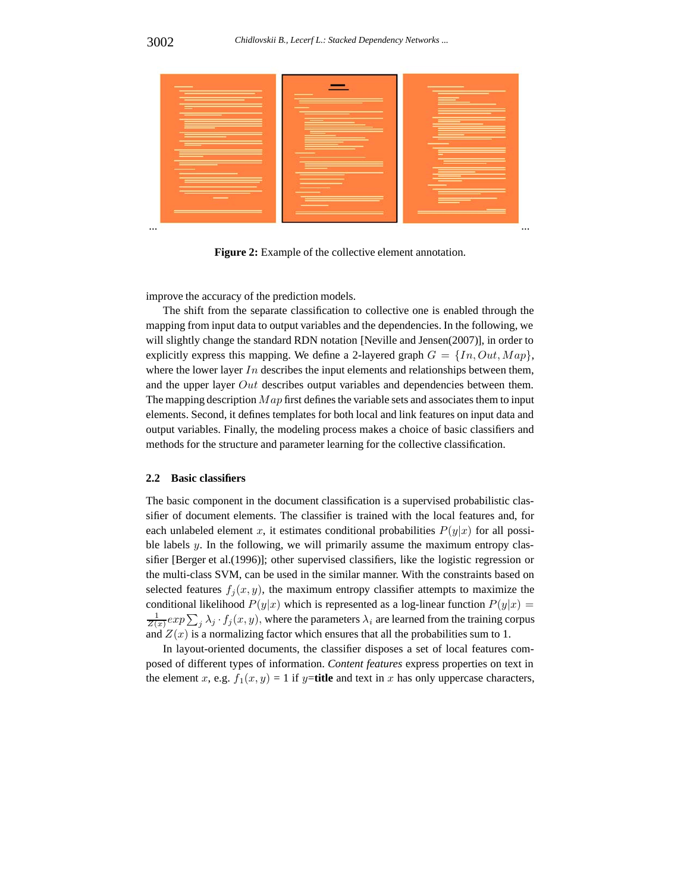... ...

**Figure 2:** Example of the collective element annotation.

improve the accuracy of the prediction models.

The shift from the separate classification to collective one is enabled through the mapping from input data to output variables and the dependencies. In the following, we will slightly change the standard RDN notation [Neville and Jensen(2007)], in order to explicitly express this mapping. We define a 2-layered graph $G = \{In, Out, Map\}$, where the lower layer $In$ describes the input elements and relationships between them, and the upper layer $Out$ describes output variables and dependencies between them. The mapping description $Map$ first defines the variable sets and associates them to input elements. Second, it defines templates for both local and link features on input data and output variables. Finally, the modeling process makes a choice of basic classifiers and methods for the structure and parameter learning for the collective classification.

### 2.2 Basic classifiers

The basic component in the document classification is a supervised probabilistic classifier of document elements. The classifier is trained with the local features and, for each unlabeled element $x$, it estimates conditional probabilities $P(y|x)$ for all possible labels $y$. In the following, we will primarily assume the maximum entropy classifier [Berger et al.(1996)]; other supervised classifiers, like the logistic regression or the multi-class SVM, can be used in the similar manner. With the constraints based on selected features $f_j(x, y)$, the maximum entropy classifier attempts to maximize the conditional likelihood $P(y|x)$ which is represented as a log-linear function $P(y|x) = \frac{1}{Z(x)} exp \sum_j \lambda_j \cdot f_j(x, y)$, where the parameters $\lambda_i$ are learned from the training corpus and $Z(x)$ is a normalizing factor which ensures that all the probabilities sum to 1.

In layout-oriented documents, the classifier disposes a set of local features composed of different types of information. *Content features* express properties on text in the element $x$, e.g. $f_1(x, y)$ = 1 if $y$=**title** and text in $x$ has only uppercase characters,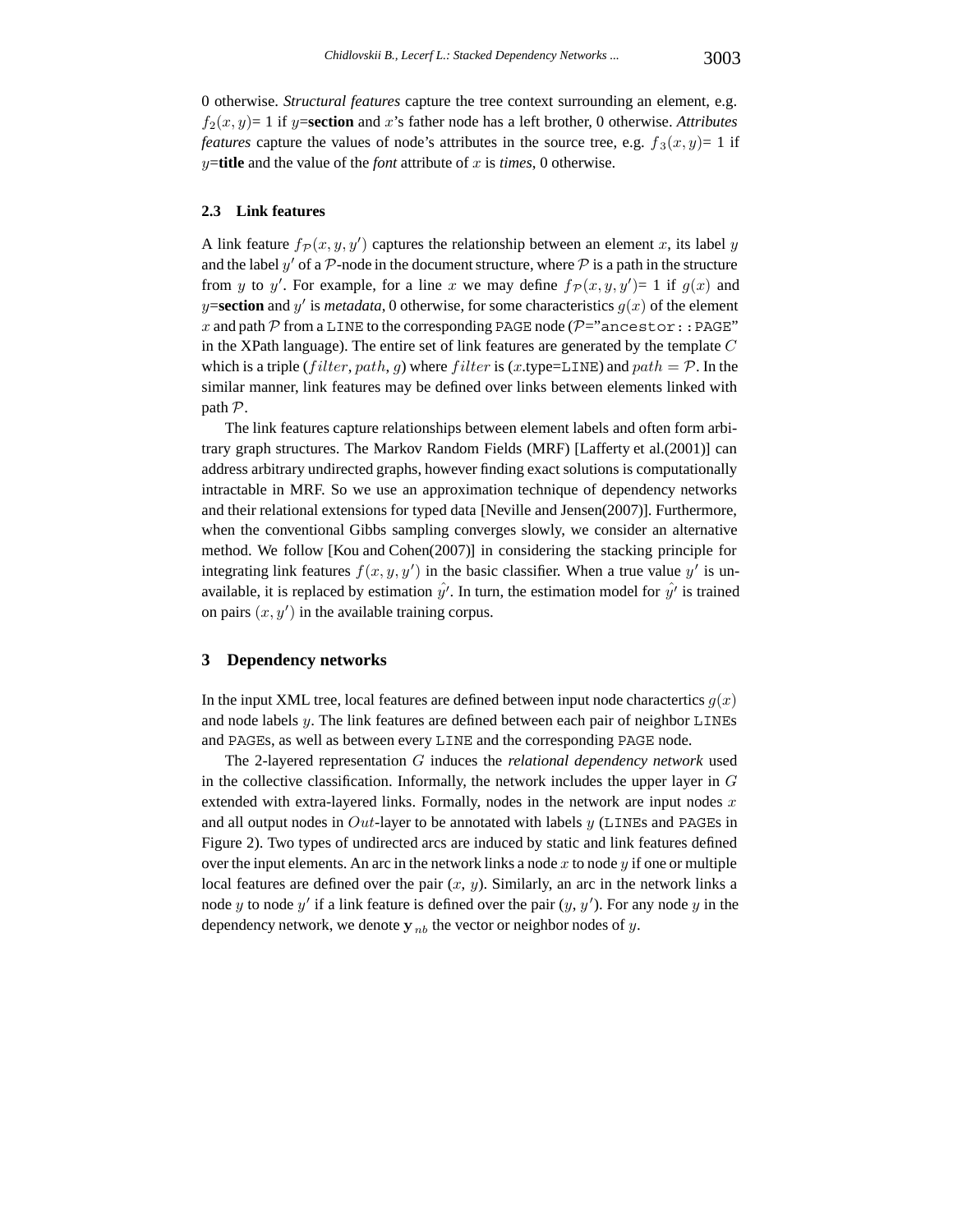0 otherwise. *Structural features* capture the tree context surrounding an element, e.g. $f_2(x, y)$= 1 if $y$=**section** and $x$'s father node has a left brother, 0 otherwise. *Attributes features* capture the values of node's attributes in the source tree, e.g. $f_3(x, y)$= 1 if $y$=**title** and the value of the *font* attribute of $x$ is *times*, 0 otherwise.

### 2.3 Link features

A link feature $f_{\mathcal{P}}(x, y, y')$ captures the relationship between an element $x$, its label $y$ and the label $y'$ of a $\mathcal{P}$-node in the document structure, where $\mathcal{P}$ is a path in the structure from $y$ to $y'$. For example, for a line $x$ we may define $f_{\mathcal{P}}(x, y, y')$= 1 if $g(x)$ and $y$=**section** and $y'$ is *metadata*, 0 otherwise, for some characteristics $g(x)$ of the element $x$ and path $\mathcal{P}$ from a `LINE` to the corresponding `PAGE` node ($\mathcal{P}$="`ancestor::PAGE`" in the XPath language). The entire set of link features are generated by the template $C$ which is a triple ($filter$, $path$, $g$) where $filter$ is ($x$.type=`LINE`) and $path = \mathcal{P}$. In the similar manner, link features may be defined over links between elements linked with path $\mathcal{P}$.

The link features capture relationships between element labels and often form arbitrary graph structures. The Markov Random Fields (MRF) [Lafferty et al.(2001)] can address arbitrary undirected graphs, however finding exact solutions is computationally intractable in MRF. So we use an approximation technique of dependency networks and their relational extensions for typed data [Neville and Jensen(2007)]. Furthermore, when the conventional Gibbs sampling converges slowly, we consider an alternative method. We follow [Kou and Cohen(2007)] in considering the stacking principle for integrating link features $f(x, y, y')$ in the basic classifier. When a true value $y'$ is unavailable, it is replaced by estimation $\hat{y}'$. In turn, the estimation model for $\hat{y}'$ is trained on pairs $(x, y')$ in the available training corpus.

## 3 Dependency networks

In the input XML tree, local features are defined between input node charactertics $g(x)$ and node labels $y$. The link features are defined between each pair of neighbor `LINE`s and `PAGE`s, as well as between every `LINE` and the corresponding `PAGE` node.

The 2-layered representation $G$ induces the *relational dependency network* used in the collective classification. Informally, the network includes the upper layer in $G$ extended with extra-layered links. Formally, nodes in the network are input nodes $x$ and all output nodes in $Out$-layer to be annotated with labels $y$ (`LINE`s and `PAGE`s in Figure 2). Two types of undirected arcs are induced by static and link features defined over the input elements. An arc in the network links a node $x$ to node $y$ if one or multiple local features are defined over the pair ($x$, $y$). Similarly, an arc in the network links a node $y$ to node $y'$ if a link feature is defined over the pair ($y$, $y'$). For any node $y$ in the dependency network, we denote $\mathbf{y}_{nb}$ the vector or neighbor nodes of $y$.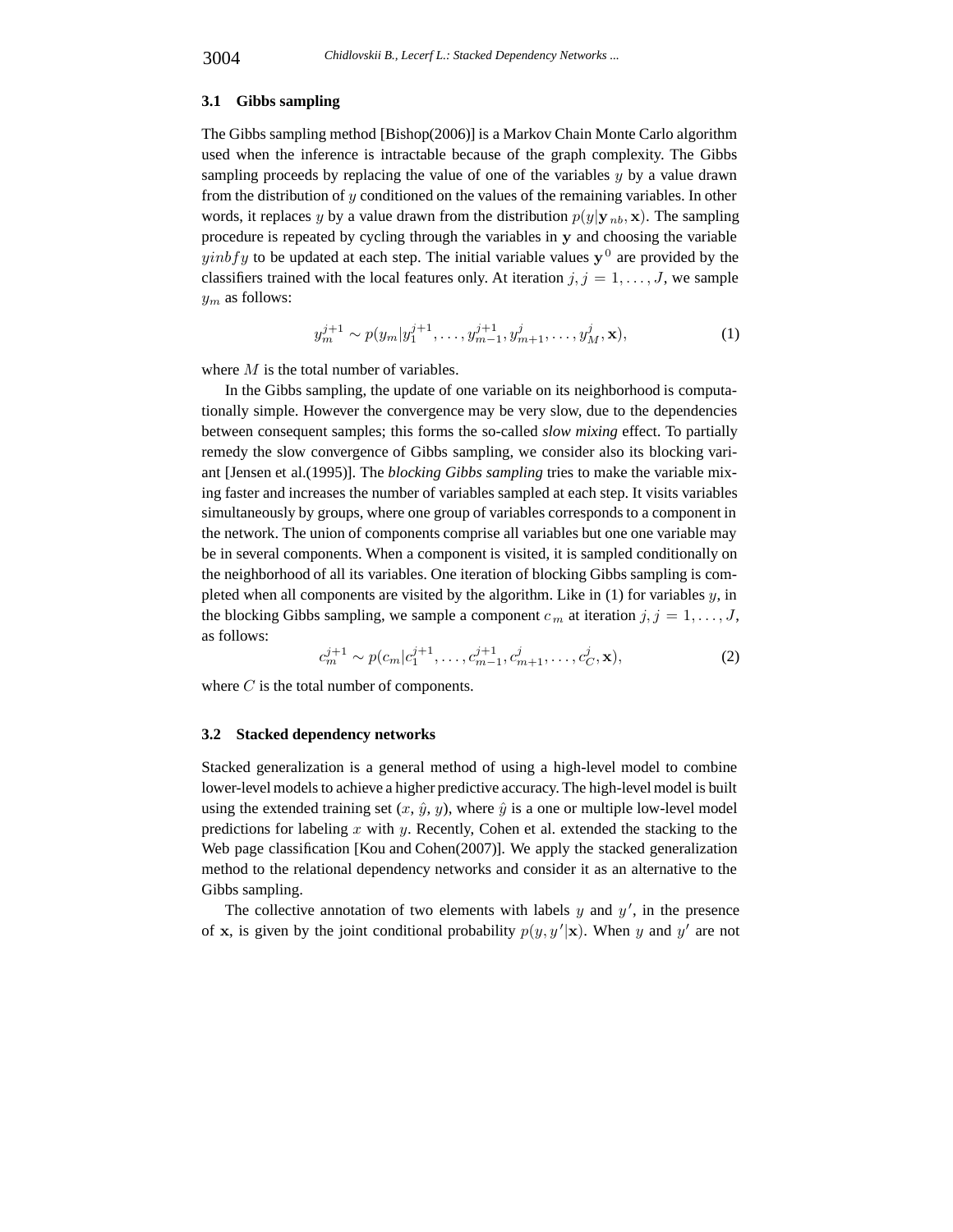### 3.1 Gibbs sampling

The Gibbs sampling method [Bishop(2006)] is a Markov Chain Monte Carlo algorithm used when the inference is intractable because of the graph complexity. The Gibbs sampling proceeds by replacing the value of one of the variables $y$ by a value drawn from the distribution of $y$ conditioned on the values of the remaining variables. In other words, it replaces $y$ by a value drawn from the distribution $p(y|\mathbf{y}_{nb}, \mathbf{x})$. The sampling procedure is repeated by cycling through the variables in $\mathbf{y}$ and choosing the variable $yinbfy$ to be updated at each step. The initial variable values $\mathbf{y}^0$ are provided by the classifiers trained with the local features only. At iteration $j, j = 1, \ldots, J$, we sample $y_m$ as follows:

$$y_m^{j+1} \sim p(y_m | y_1^{j+1}, \ldots, y_{m-1}^{j+1}, y_{m+1}^{j}, \ldots, y_M^{j}, \mathbf{x}), \tag{1}$$

where $M$ is the total number of variables.

In the Gibbs sampling, the update of one variable on its neighborhood is computationally simple. However the convergence may be very slow, due to the dependencies between consequent samples; this forms the so-called *slow mixing* effect. To partially remedy the slow convergence of Gibbs sampling, we consider also its blocking variant [Jensen et al.(1995)]. The *blocking Gibbs sampling* tries to make the variable mixing faster and increases the number of variables sampled at each step. It visits variables simultaneously by groups, where one group of variables corresponds to a component in the network. The union of components comprise all variables but one one variable may be in several components. When a component is visited, it is sampled conditionally on the neighborhood of all its variables. One iteration of blocking Gibbs sampling is completed when all components are visited by the algorithm. Like in (1) for variables $y$, in the blocking Gibbs sampling, we sample a component $c_m$ at iteration $j, j = 1, \ldots, J$, as follows:

$$c_m^{j+1} \sim p(c_m | c_1^{j+1}, \ldots, c_{m-1}^{j+1}, c_{m+1}^{j}, \ldots, c_C^{j}, \mathbf{x}), \tag{2}$$

where $C$ is the total number of components.

### 3.2 Stacked dependency networks

Stacked generalization is a general method of using a high-level model to combine lower-level models to achieve a higher predictive accuracy. The high-level model is built using the extended training set ($x$, $\hat{y}$, $y$), where $\hat{y}$ is a one or multiple low-level model predictions for labeling $x$ with $y$. Recently, Cohen et al. extended the stacking to the Web page classification [Kou and Cohen(2007)]. We apply the stacked generalization method to the relational dependency networks and consider it as an alternative to the Gibbs sampling.

The collective annotation of two elements with labels $y$ and $y'$, in the presence of $\mathbf{x}$, is given by the joint conditional probability $p(y, y'|\mathbf{x})$. When $y$ and $y'$ are not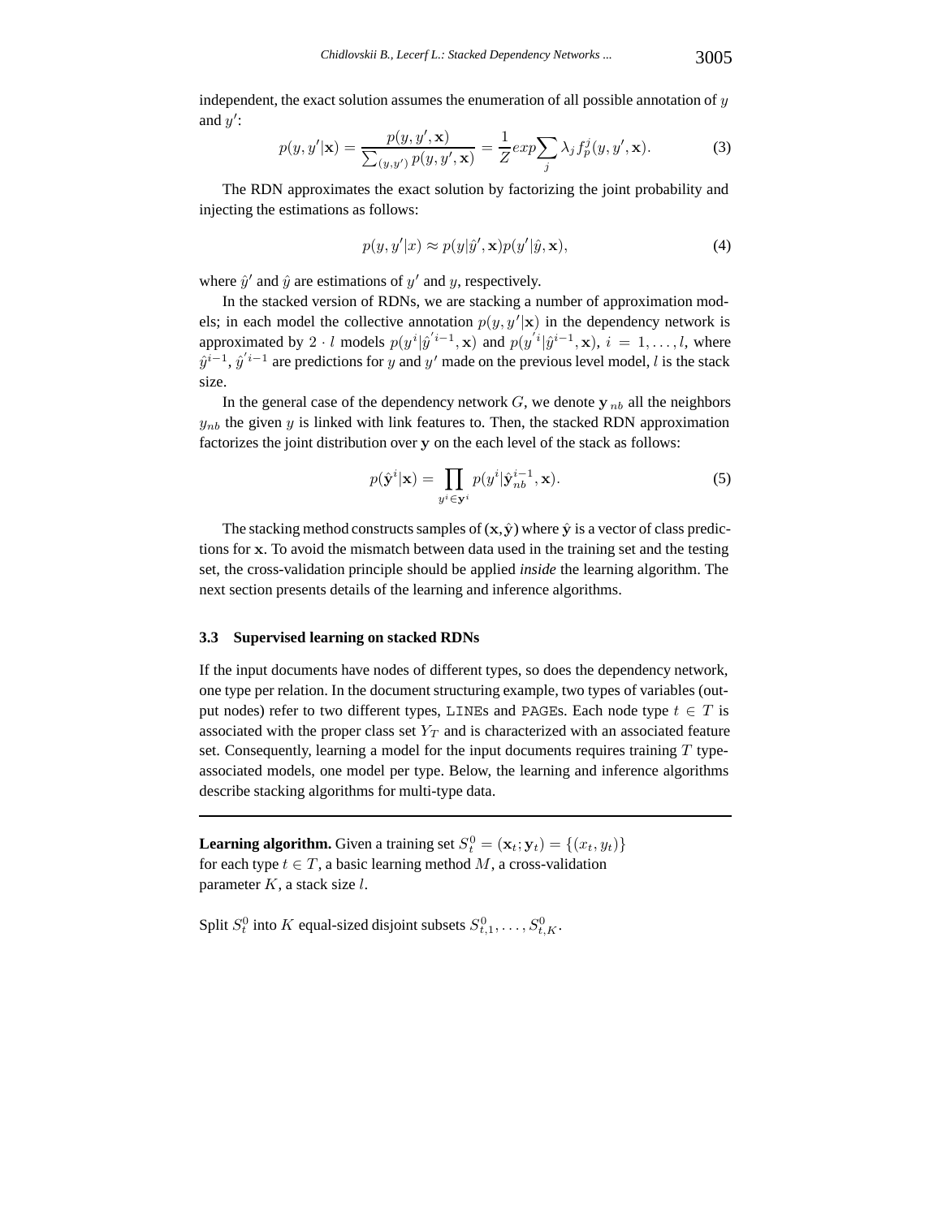independent, the exact solution assumes the enumeration of all possible annotation of $y$ and $y'$:

$$p(y, y'|\mathbf{x}) = \frac{p(y, y', \mathbf{x})}{\sum_{(y,y')} p(y, y', \mathbf{x})} = \frac{1}{Z} exp \sum_j \lambda_j f_p^j(y, y', \mathbf{x}). \quad (3)$$

The RDN approximates the exact solution by factorizing the joint probability and injecting the estimations as follows:

$$p(y, y'|x) \approx p(y|\hat{y}', \mathbf{x}) p(y'|\hat{y}, \mathbf{x}), \quad (4)$$

where $\hat{y}'$ and $\hat{y}$ are estimations of $y'$ and $y$, respectively.

In the stacked version of RDNs, we are stacking a number of approximation models; in each model the collective annotation $p(y, y'|\mathbf{x})$ in the dependency network is approximated by $2 \cdot l$ models $p(y^i|\hat{y}^{'i-1}, \mathbf{x})$ and $p(y^{'i}|\hat{y}^{i-1}, \mathbf{x})$, $i = 1, \ldots, l$, where $\hat{y}^{i-1}$, $\hat{y}^{'i-1}$ are predictions for $y$ and $y'$ made on the previous level model, $l$ is the stack size.

In the general case of the dependency network $G$, we denote $\mathbf{y}_{nb}$ all the neighbors $y_{nb}$ the given $y$ is linked with link features to. Then, the stacked RDN approximation factorizes the joint distribution over $\mathbf{y}$ on the each level of the stack as follows:

$$p(\hat{\mathbf{y}}^i|\mathbf{x}) = \prod_{y^i \in \mathbf{y}^i} p(y^i|\hat{\mathbf{y}}_{nb}^{i-1}, \mathbf{x}). \quad (5)$$

The stacking method constructs samples of $(\mathbf{x}, \hat{\mathbf{y}})$ where $\hat{\mathbf{y}}$ is a vector of class predictions for $\mathbf{x}$. To avoid the mismatch between data used in the training set and the testing set, the cross-validation principle should be applied *inside* the learning algorithm. The next section presents details of the learning and inference algorithms.

### 3.3 Supervised learning on stacked RDNs

If the input documents have nodes of different types, so does the dependency network, one type per relation. In the document structuring example, two types of variables (output nodes) refer to two different types, LINEs and PAGEs. Each node type $t \in T$ is associated with the proper class set $Y_T$ and is characterized with an associated feature set. Consequently, learning a model for the input documents requires training $T$ type-associated models, one model per type. Below, the learning and inference algorithms describe stacking algorithms for multi-type data.

---

**Learning algorithm.** Given a training set $S_t^0 = (\mathbf{x}_t; \mathbf{y}_t) = \{(x_t, y_t)\}$ for each type $t \in T$, a basic learning method $M$, a cross-validation parameter $K$, a stack size $l$.

Split $S_t^0$ into $K$ equal-sized disjoint subsets $S_{t,1}^0, \ldots, S_{t,K}^0$.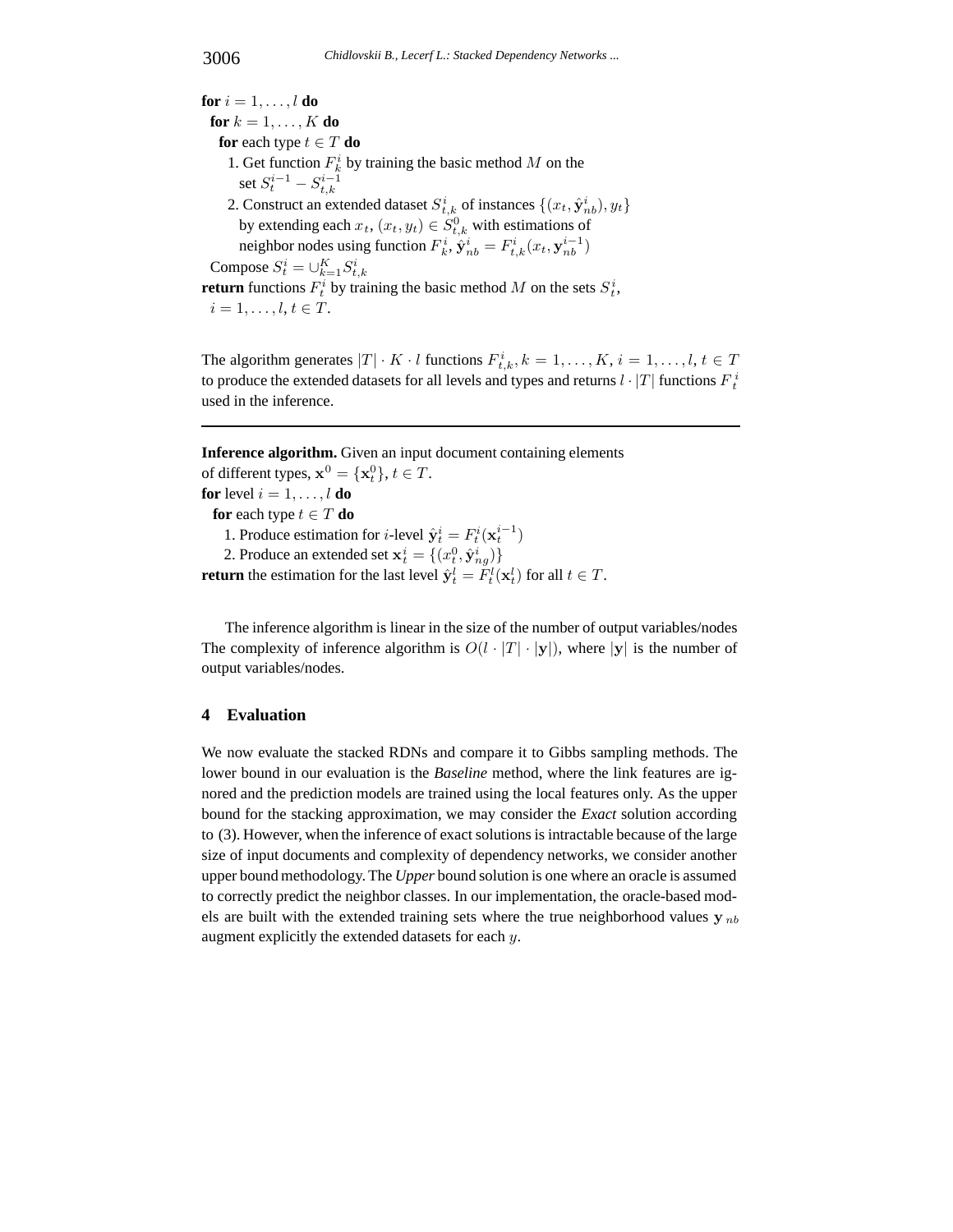**for** $i = 1, \ldots, l$ **do**
  **for** $k = 1, \ldots, K$ **do**
    **for** each type $t \in T$ **do**
      1. Get function $F_k^i$ by training the basic method $M$ on the set $S_t^{i-1} - S_{t,k}^{i-1}$
      2. Construct an extended dataset $S_{t,k}^i$ of instances $\{(x_t, \hat{\mathbf{y}}_{nb}^i), y_t\}$ by extending each $x_t$, $(x_t, y_t) \in S_{t,k}^0$ with estimations of neighbor nodes using function $F_k^i$, $\hat{\mathbf{y}}_{nb}^i = F_{t,k}^i(x_t, \mathbf{y}_{nb}^{i-1})$
  Compose $S_t^i = \cup_{k=1}^K S_{t,k}^i$
**return** functions $F_t^i$ by training the basic method $M$ on the sets $S_t^i$, $i = 1, \ldots, l, t \in T$.

The algorithm generates $|T| \cdot K \cdot l$ functions $F_{t,k}^i, k = 1, \ldots, K, i = 1, \ldots, l, t \in T$ to produce the extended datasets for all levels and types and returns $l \cdot |T|$ functions $F_t^i$ used in the inference.

---

**Inference algorithm.** Given an input document containing elements of different types, $\mathbf{x}^0 = \{\mathbf{x}_t^0\}, t \in T$.
**for** level $i = 1, \ldots, l$ **do**
  **for** each type $t \in T$ **do**
    1. Produce estimation for $i$-level $\hat{\mathbf{y}}_t^i = F_t^i(\mathbf{x}_t^{i-1})$
    2. Produce an extended set $\mathbf{x}_t^i = \{(x_t^0, \hat{\mathbf{y}}_{ng}^i)\}$
**return** the estimation for the last level $\hat{\mathbf{y}}_t^l = F_t^l(\mathbf{x}_t^l)$ for all $t \in T$.

The inference algorithm is linear in the size of the number of output variables/nodes The complexity of inference algorithm is $O(l \cdot |T| \cdot |\mathbf{y}|)$, where $|\mathbf{y}|$ is the number of output variables/nodes.

## 4 Evaluation

We now evaluate the stacked RDNs and compare it to Gibbs sampling methods. The lower bound in our evaluation is the *Baseline* method, where the link features are ignored and the prediction models are trained using the local features only. As the upper bound for the stacking approximation, we may consider the *Exact* solution according to (3). However, when the inference of exact solutions is intractable because of the large size of input documents and complexity of dependency networks, we consider another upper bound methodology. The *Upper* bound solution is one where an oracle is assumed to correctly predict the neighbor classes. In our implementation, the oracle-based models are built with the extended training sets where the true neighborhood values $\mathbf{y}_{nb}$ augment explicitly the extended datasets for each $y$.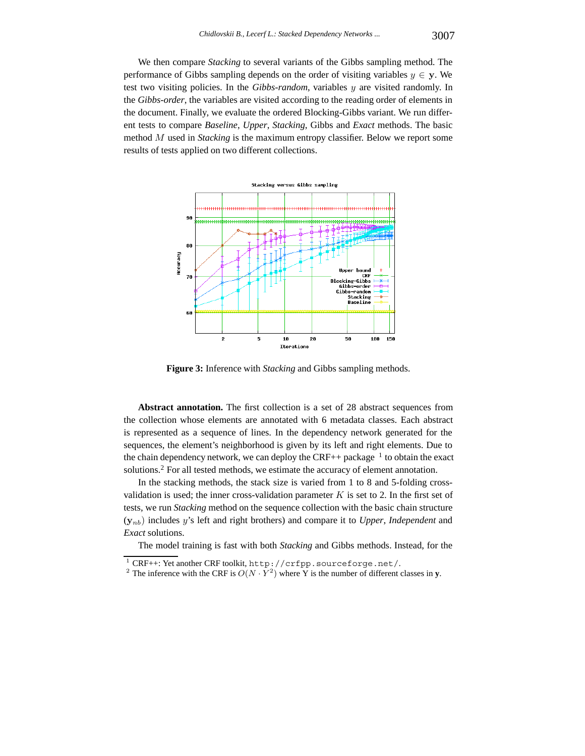We then compare *Stacking* to several variants of the Gibbs sampling method. The performance of Gibbs sampling depends on the order of visiting variables $y \in \mathbf{y}$. We test two visiting policies. In the *Gibbs-random*, variables $y$ are visited randomly. In the *Gibbs-order*, the variables are visited according to the reading order of elements in the document. Finally, we evaluate the ordered Blocking-Gibbs variant. We run different tests to compare *Baseline*, *Upper*, *Stacking*, Gibbs and *Exact* methods. The basic method $M$ used in *Stacking* is the maximum entropy classifier. Below we report some results of tests applied on two different collections.

**Figure 3:** Inference with *Stacking* and Gibbs sampling methods.

**Abstract annotation.** The first collection is a set of 28 abstract sequences from the collection whose elements are annotated with 6 metadata classes. Each abstract is represented as a sequence of lines. In the dependency network generated for the sequences, the element's neighborhood is given by its left and right elements. Due to the chain dependency network, we can deploy the CRF++ package [1] to obtain the exact solutions.[2] For all tested methods, we estimate the accuracy of element annotation.

In the stacking methods, the stack size is varied from 1 to 8 and 5-folding cross-validation is used; the inner cross-validation parameter $K$ is set to 2. In the first set of tests, we run *Stacking* method on the sequence collection with the basic chain structure ($\mathbf{y}_{nb}$) includes $y$'s left and right brothers) and compare it to *Upper*, *Independent* and *Exact* solutions.

The model training is fast with both *Stacking* and Gibbs methods. Instead, for the

[1] CRF++: Yet another CRF toolkit, `http://crfpp.sourceforge.net/`.

[2] The inference with the CRF is $O(N \cdot Y^2)$ where Y is the number of different classes in $\mathbf{y}$.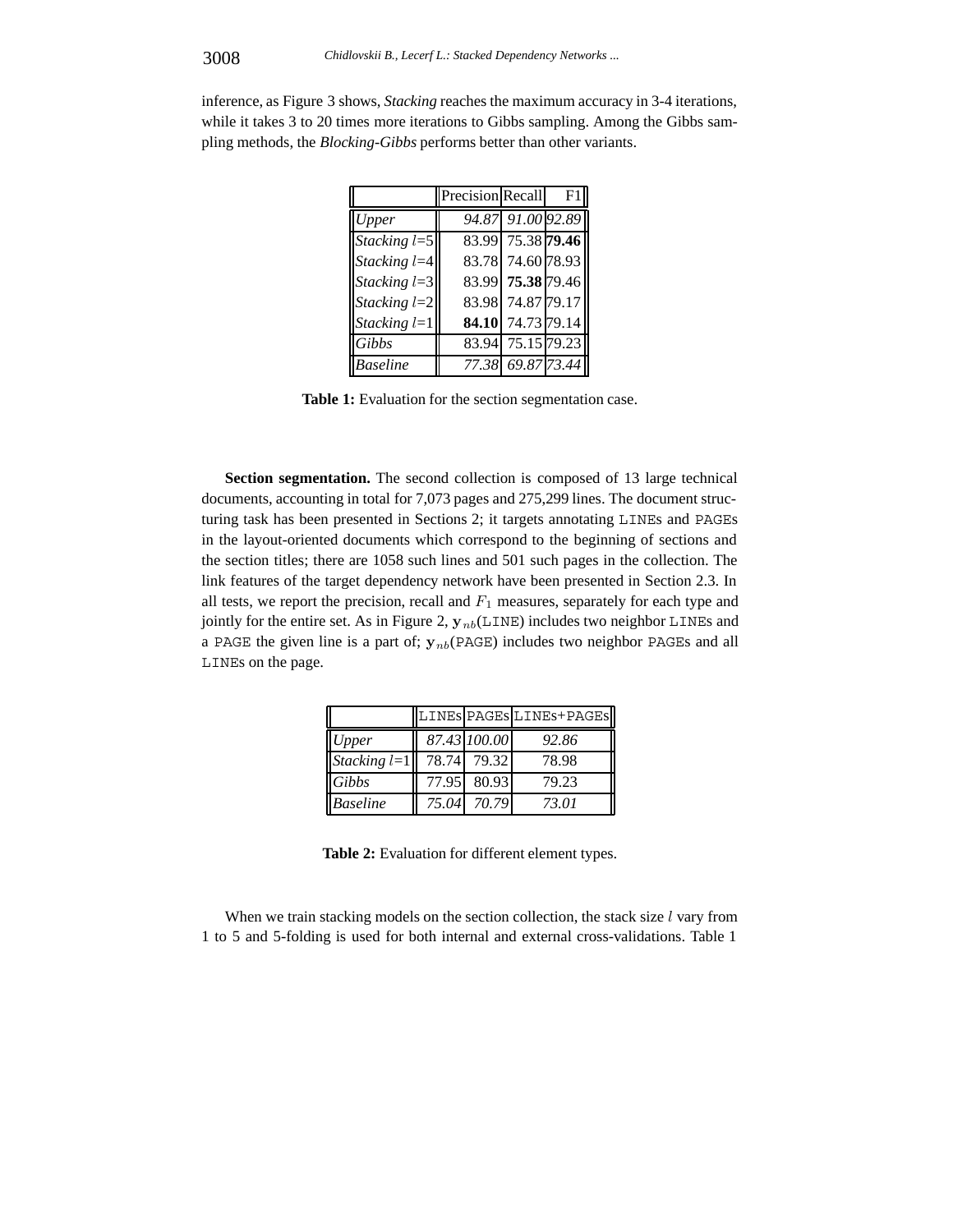inference, as Figure 3 shows, *Stacking* reaches the maximum accuracy in 3-4 iterations, while it takes 3 to 20 times more iterations to Gibbs sampling. Among the Gibbs sampling methods, the *Blocking-Gibbs* performs better than other variants.

| | Precision | Recall | F1 |
|---|---|---|---|
| *Upper* | *94.87* | *91.00* | *92.89* |
| *Stacking* $l$=5 | 83.99 | 75.38 | **79.46** |
| *Stacking* $l$=4 | 83.78 | 74.60 | 78.93 |
| *Stacking* $l$=3 | 83.99 | **75.38** | 79.46 |
| *Stacking* $l$=2 | 83.98 | 74.87 | 79.17 |
| *Stacking* $l$=1 | **84.10** | 74.73 | 79.14 |
| *Gibbs* | 83.94 | 75.15 | 79.23 |
| *Baseline* | *77.38* | *69.87* | *73.44* |

**Table 1:** Evaluation for the section segmentation case.

**Section segmentation.** The second collection is composed of 13 large technical documents, accounting in total for 7,073 pages and 275,299 lines. The document structuring task has been presented in Sections 2; it targets annotating `LINE`s and `PAGE`s in the layout-oriented documents which correspond to the beginning of sections and the section titles; there are 1058 such lines and 501 such pages in the collection. The link features of the target dependency network have been presented in Section 2.3. In all tests, we report the precision, recall and $F_1$ measures, separately for each type and jointly for the entire set. As in Figure 2, $\mathbf{y}_{nb}$(`LINE`) includes two neighbor `LINE`s and a `PAGE` the given line is a part of; $\mathbf{y}_{nb}$(`PAGE`) includes two neighbor `PAGE`s and all `LINE`s on the page.

| | `LINE`s | `PAGE`s | `LINE`s+`PAGE`s |
|---|---|---|---|
| *Upper* | *87.43* | *100.00* | *92.86* |
| *Stacking* $l$=1 | 78.74 | 79.32 | 78.98 |
| *Gibbs* | 77.95 | 80.93 | 79.23 |
| *Baseline* | *75.04* | *70.79* | *73.01* |

**Table 2:** Evaluation for different element types.

When we train stacking models on the section collection, the stack size $l$ vary from 1 to 5 and 5-folding is used for both internal and external cross-validations. Table 1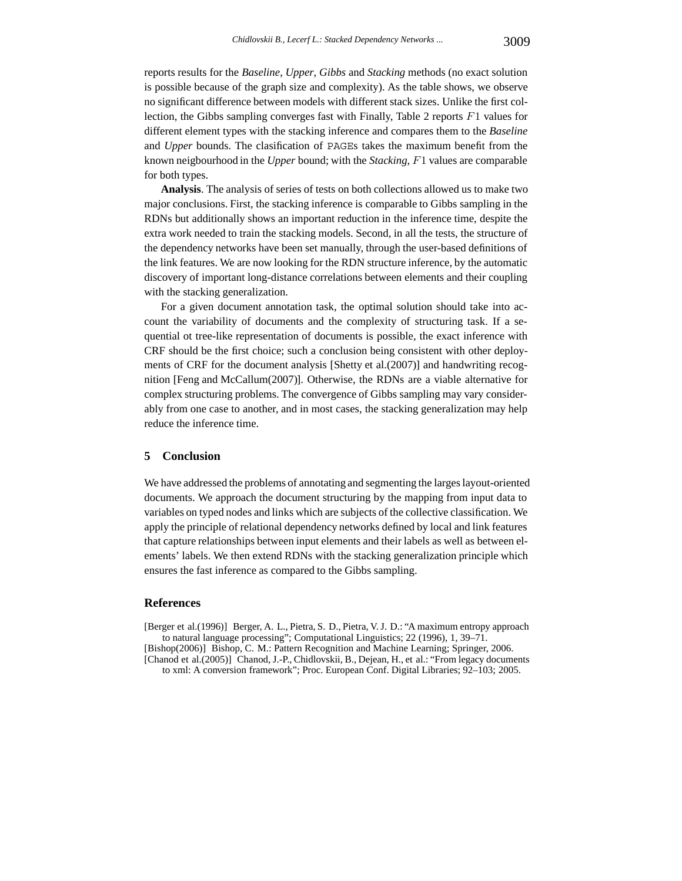reports results for the *Baseline*, *Upper*, *Gibbs* and *Stacking* methods (no exact solution is possible because of the graph size and complexity). As the table shows, we observe no significant difference between models with different stack sizes. Unlike the first collection, the Gibbs sampling converges fast with Finally, Table 2 reports $F1$ values for different element types with the stacking inference and compares them to the *Baseline* and *Upper* bounds. The clasification of PAGEs takes the maximum benefit from the known neigbourhood in the *Upper* bound; with the *Stacking*, $F1$ values are comparable for both types.

**Analysis**. The analysis of series of tests on both collections allowed us to make two major conclusions. First, the stacking inference is comparable to Gibbs sampling in the RDNs but additionally shows an important reduction in the inference time, despite the extra work needed to train the stacking models. Second, in all the tests, the structure of the dependency networks have been set manually, through the user-based definitions of the link features. We are now looking for the RDN structure inference, by the automatic discovery of important long-distance correlations between elements and their coupling with the stacking generalization.

For a given document annotation task, the optimal solution should take into account the variability of documents and the complexity of structuring task. If a sequential ot tree-like representation of documents is possible, the exact inference with CRF should be the first choice; such a conclusion being consistent with other deployments of CRF for the document analysis [Shetty et al.(2007)] and handwriting recognition [Feng and McCallum(2007)]. Otherwise, the RDNs are a viable alternative for complex structuring problems. The convergence of Gibbs sampling may vary considerably from one case to another, and in most cases, the stacking generalization may help reduce the inference time.

## 5 Conclusion

We have addressed the problems of annotating and segmenting the larges layout-oriented documents. We approach the document structuring by the mapping from input data to variables on typed nodes and links which are subjects of the collective classification. We apply the principle of relational dependency networks defined by local and link features that capture relationships between input elements and their labels as well as between elements' labels. We then extend RDNs with the stacking generalization principle which ensures the fast inference as compared to the Gibbs sampling.

## References

[Berger et al.(1996)] Berger, A. L., Pietra, S. D., Pietra, V. J. D.: "A maximum entropy approach to natural language processing"; Computational Linguistics; 22 (1996), 1, 39–71.

[Bishop(2006)] Bishop, C. M.: Pattern Recognition and Machine Learning; Springer, 2006.

[Chanod et al.(2005)] Chanod, J.-P., Chidlovskii, B., Dejean, H., et al.: "From legacy documents to xml: A conversion framework"; Proc. European Conf. Digital Libraries; 92–103; 2005.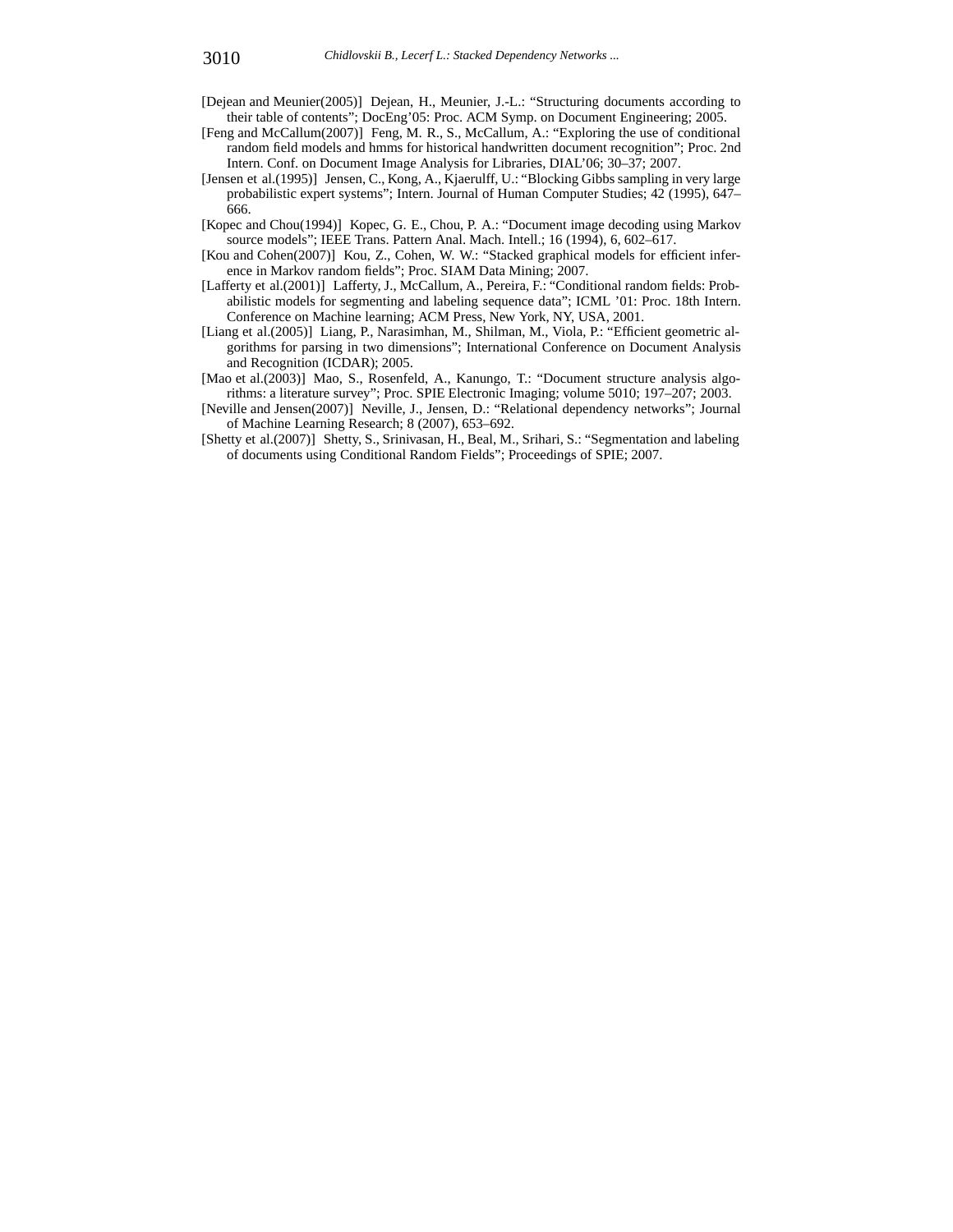[Dejean and Meunier(2005)] Dejean, H., Meunier, J.-L.: "Structuring documents according to their table of contents"; DocEng'05: Proc. ACM Symp. on Document Engineering; 2005.

[Feng and McCallum(2007)] Feng, M. R., S., McCallum, A.: "Exploring the use of conditional random field models and hmms for historical handwritten document recognition"; Proc. 2nd Intern. Conf. on Document Image Analysis for Libraries, DIAL'06; 30–37; 2007.

[Jensen et al.(1995)] Jensen, C., Kong, A., Kjaerulff, U.: "Blocking Gibbs sampling in very large probabilistic expert systems"; Intern. Journal of Human Computer Studies; 42 (1995), 647–666.

[Kopec and Chou(1994)] Kopec, G. E., Chou, P. A.: "Document image decoding using Markov source models"; IEEE Trans. Pattern Anal. Mach. Intell.; 16 (1994), 6, 602–617.

[Kou and Cohen(2007)] Kou, Z., Cohen, W. W.: "Stacked graphical models for efficient inference in Markov random fields"; Proc. SIAM Data Mining; 2007.

[Lafferty et al.(2001)] Lafferty, J., McCallum, A., Pereira, F.: "Conditional random fields: Probabilistic models for segmenting and labeling sequence data"; ICML '01: Proc. 18th Intern. Conference on Machine learning; ACM Press, New York, NY, USA, 2001.

[Liang et al.(2005)] Liang, P., Narasimhan, M., Shilman, M., Viola, P.: "Efficient geometric algorithms for parsing in two dimensions"; International Conference on Document Analysis and Recognition (ICDAR); 2005.

[Mao et al.(2003)] Mao, S., Rosenfeld, A., Kanungo, T.: "Document structure analysis algorithms: a literature survey"; Proc. SPIE Electronic Imaging; volume 5010; 197–207; 2003.

[Neville and Jensen(2007)] Neville, J., Jensen, D.: "Relational dependency networks"; Journal of Machine Learning Research; 8 (2007), 653–692.

[Shetty et al.(2007)] Shetty, S., Srinivasan, H., Beal, M., Srihari, S.: "Segmentation and labeling of documents using Conditional Random Fields"; Proceedings of SPIE; 2007.